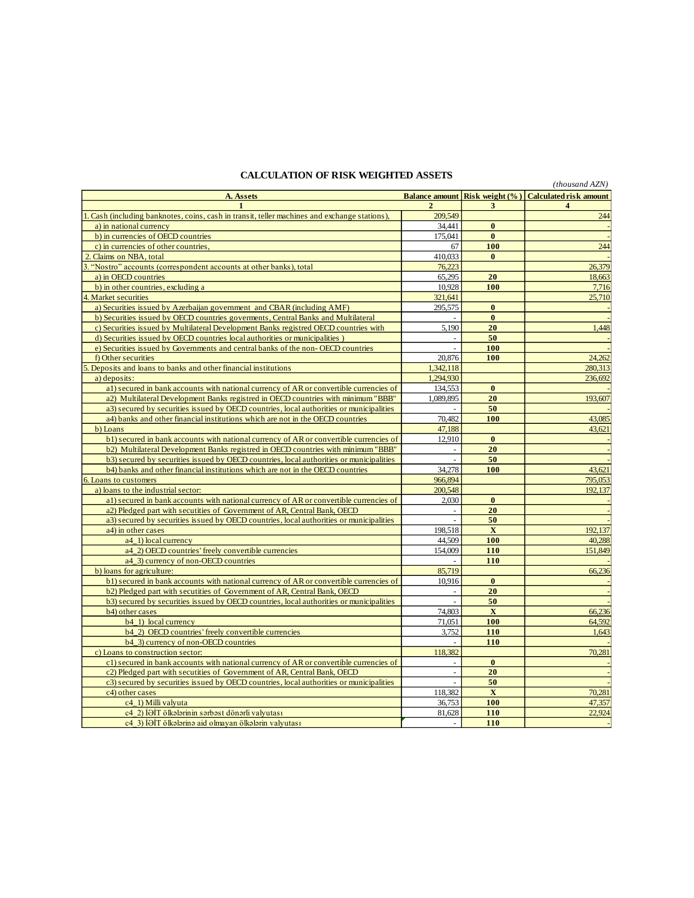## CALCULATION OF RISK WEIGHTED ASSETS

*(thousand AZN)*

| A. Assets | Balance amount | Risk weight (%) | Calculated risk amount |
|---|---|---|---|
| 1 | 2 | 3 | 4 |
| 1. Cash (including banknotes, coins, cash in transit, teller machines and exchange stations), | 209,549 | | 244 |
| a) in national currency | 34,441 | **0** | - |
| b) in currencies of OECD countries | 175,041 | **0** | - |
| c) in currencies of other countries, | 67 | **100** | 244 |
| 2. Claims on NBA, total | 410,033 | **0** | - |
| 3. "Nostro" accounts (correspondent accounts at other banks), total | 76,223 | | 26,379 |
| a) in OECD countries | 65,295 | **20** | 18,663 |
| b) in other countries, excluding a | 10,928 | **100** | 7,716 |
| 4. Market securities | 321,641 | | 25,710 |
| a) Securities issued by Azerbaijan government and CBAR (including AMF) | 295,575 | **0** | - |
| b) Securities issued by OECD countries goverments, Central Banks and Multilateral | - | **0** | - |
| c) Securities issued by Multilateral Development Banks registred OECD countries with | 5,190 | **20** | 1,448 |
| d) Securities issued by OECD countries local authorities or municipalities ) | - | **50** | - |
| e) Securities issued by Governments and central banks of the non- OECD countries | - | **100** | - |
| f) Other securities | 20,876 | **100** | 24,262 |
| 5. Deposits and loans to banks and other financial institutions | 1,342,118 | | 280,313 |
| a) deposits: | 1,294,930 | | 236,692 |
| a1) secured in bank accounts with national currency of AR or convertible currencies of | 134,553 | **0** | - |
| a2) Multilateral Development Banks registred in OECD countries with minimum "BBB" | 1,089,895 | **20** | 193,607 |
| a3) secured by securities issued by OECD countries, local authorities or municipalities | - | **50** | - |
| a4) banks and other financial institutions which are not in the OECD countries | 70,482 | **100** | 43,085 |
| b) Loans | 47,188 | | 43,621 |
| b1) secured in bank accounts with national currency of AR or convertible currencies of | 12,910 | **0** | - |
| b2) Multilateral Development Banks registred in OECD countries with minimum "BBB" | - | **20** | - |
| b3) secured by securities issued by OECD countries, local authorities or municipalities | - | **50** | - |
| b4) banks and other financial institutions which are not in the OECD countries | 34,278 | **100** | 43,621 |
| 6. Loans to customers | 966,894 | | 795,053 |
| a) loans to the industrial sector: | 200,548 | | 192,137 |
| a1) secured in bank accounts with national currency of AR or convertible currencies of | 2,030 | **0** | - |
| a2) Pledged part with secutities of Government of AR, Central Bank, OECD | - | **20** | - |
| a3) secured by securities issued by OECD countries, local authorities or municipalities | - | **50** | - |
| a4) in other cases | 198,518 | **X** | 192,137 |
| a4_1) local currency | 44,509 | **100** | 40,288 |
| a4_2) OECD countries' freely convertible currencies | 154,009 | **110** | 151,849 |
| a4_3) currency of non-OECD countries | - | **110** | - |
| b) loans for agriculture: | 85,719 | | 66,236 |
| b1) secured in bank accounts with national currency of AR or convertible currencies of | 10,916 | **0** | - |
| b2) Pledged part with secutities of Government of AR, Central Bank, OECD | - | **20** | - |
| b3) secured by securities issued by OECD countries, local authorities or municipalities | - | **50** | - |
| b4) other cases | 74,803 | **X** | 66,236 |
| b4_1) local currency | 71,051 | **100** | 64,592 |
| b4_2) OECD countries' freely convertible currencies | 3,752 | **110** | 1,643 |
| b4_3) currency of non-OECD countries | - | **110** | - |
| c) Loans to construction sector: | 118,382 | | 70,281 |
| c1) secured in bank accounts with national currency of AR or convertible currencies of | - | **0** | - |
| c2) Pledged part with secutities of Government of AR, Central Bank, OECD | - | **20** | - |
| c3) secured by securities issued by OECD countries, local authorities or municipalities | - | **50** | - |
| c4) other cases | 118,382 | **X** | 70,281 |
| c4_1) Milli valyuta | 36,753 | **100** | 47,357 |
| c4_2) İƏİT ölkələrinin sərbəst dönərli valyutası | 81,628 | **110** | 22,924 |
| c4_3) İƏİT ölkələrinə aid olmayan ölkələrin valyutası | - | **110** | - |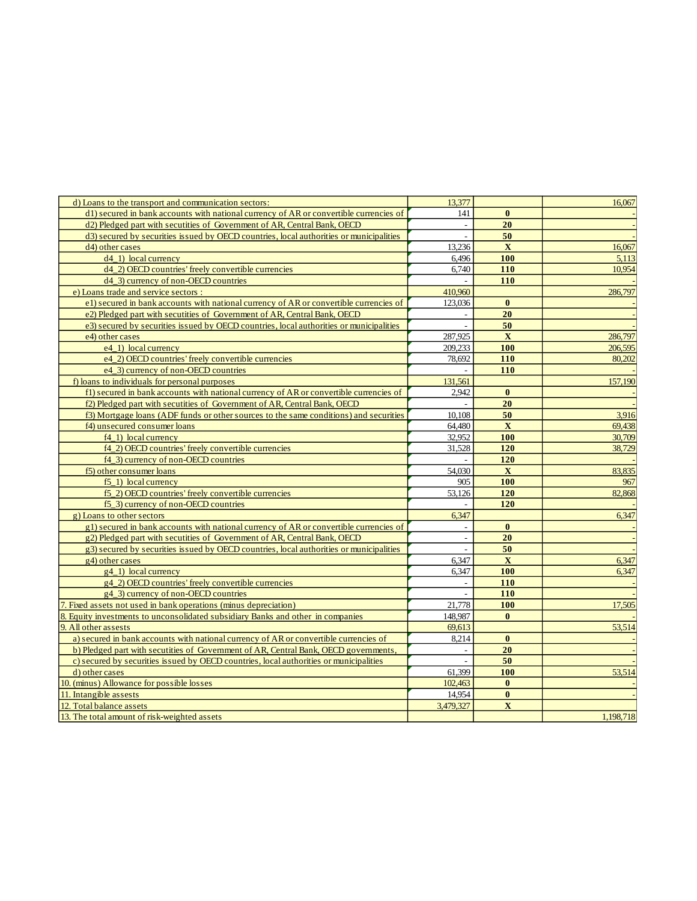| | | | |
|---|---|---|---|
| d) Loans to the transport and communication sectors: | 13,377 | | 16,067 |
| d1) secured in bank accounts with national currency of AR or convertible currencies of | 141 | **0** | - |
| d2) Pledged part with secutities of Government of AR, Central Bank, OECD | - | **20** | - |
| d3) secured by securities issued by OECD countries, local authorities or municipalities | - | **50** | - |
| d4) other cases | 13,236 | **X** | 16,067 |
| d4_1) local currency | 6,496 | **100** | 5,113 |
| d4_2) OECD countries' freely convertible currencies | 6,740 | **110** | 10,954 |
| d4_3) currency of non-OECD countries | - | **110** | - |
| e) Loans trade and service sectors : | 410,960 | | 286,797 |
| e1) secured in bank accounts with national currency of AR or convertible currencies of | 123,036 | **0** | - |
| e2) Pledged part with secutities of Government of AR, Central Bank, OECD | - | **20** | - |
| e3) secured by securities issued by OECD countries, local authorities or municipalities | - | **50** | - |
| e4) other cases | 287,925 | **X** | 286,797 |
| e4_1) local currency | 209,233 | **100** | 206,595 |
| e4_2) OECD countries' freely convertible currencies | 78,692 | **110** | 80,202 |
| e4_3) currency of non-OECD countries | - | **110** | - |
| f) loans to individuals for personal purposes | 131,561 | | 157,190 |
| f1) secured in bank accounts with national currency of AR or convertible currencies of | 2,942 | **0** | - |
| f2) Pledged part with secutities of Government of AR, Central Bank, OECD | - | **20** | - |
| f3) Mortgage loans (ADF funds or other sources to the same conditions) and securities | 10,108 | **50** | 3,916 |
| f4) unsecured consumer loans | 64,480 | **X** | 69,438 |
| f4_1) local currency | 32,952 | **100** | 30,709 |
| f4_2) OECD countries' freely convertible currencies | 31,528 | **120** | 38,729 |
| f4_3) currency of non-OECD countries | - | **120** | - |
| f5) other consumer loans | 54,030 | **X** | 83,835 |
| f5_1) local currency | 905 | **100** | 967 |
| f5_2) OECD countries' freely convertible currencies | 53,126 | **120** | 82,868 |
| f5_3) currency of non-OECD countries | - | **120** | - |
| g) Loans to other sectors | 6,347 | | 6,347 |
| g1) secured in bank accounts with national currency of AR or convertible currencies of | - | **0** | - |
| g2) Pledged part with secutities of Government of AR, Central Bank, OECD | - | **20** | - |
| g3) secured by securities issued by OECD countries, local authorities or municipalities | - | **50** | - |
| g4) other cases | 6,347 | **X** | 6,347 |
| g4_1) local currency | 6,347 | **100** | 6,347 |
| g4_2) OECD countries' freely convertible currencies | - | **110** | - |
| g4_3) currency of non-OECD countries | - | **110** | - |
| 7. Fixed assets not used in bank operations (minus depreciation) | 21,778 | **100** | 17,505 |
| 8. Equity investments to unconsolidated subsidiary Banks and other in companies | 148,987 | **0** | - |
| 9. All other assests | 69,613 | | 53,514 |
| a) secured in bank accounts with national currency of AR or convertible currencies of | 8,214 | **0** | - |
| b) Pledged part with secutities of Government of AR, Central Bank, OECD governments, | - | **20** | - |
| c) secured by securities issued by OECD countries, local authorities or municipalities | - | **50** | - |
| d) other cases | 61,399 | **100** | 53,514 |
| 10. (minus) Allowance for possible losses | 102,463 | **0** | - |
| 11. Intangible assests | 14,954 | **0** | - |
| 12. Total balance assets | 3,479,327 | **X** | |
| 13. The total amount of risk-weighted assets | | | 1,198,718 |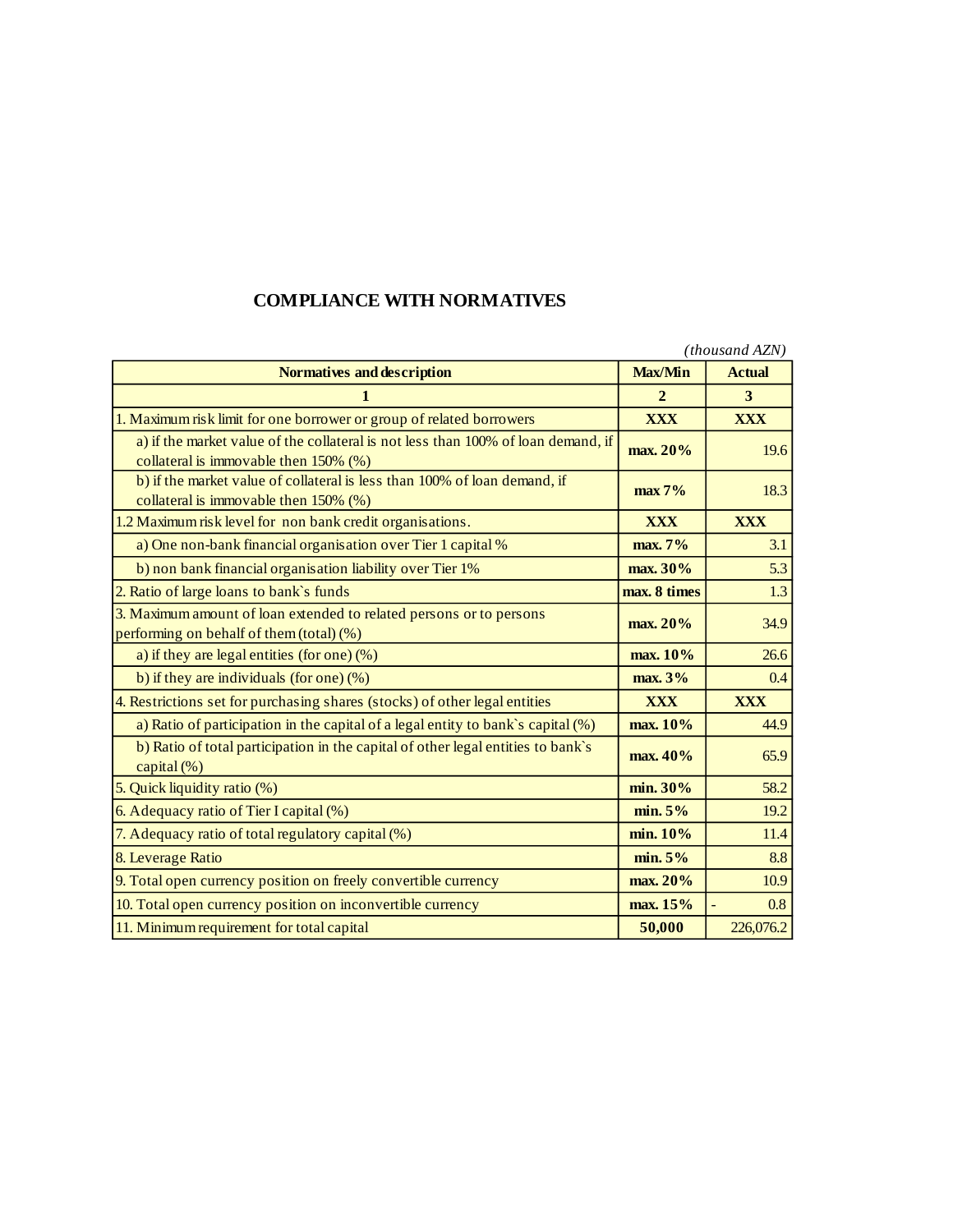## COMPLIANCE WITH NORMATIVES

*(thousand AZN)*

| Normatives and description | Max/Min | Actual |
|---|---|---|
| **1** | **2** | **3** |
| 1. Maximum risk limit for one borrower or group of related borrowers | **XXX** | **XXX** |
| a) if the market value of the collateral is not less than 100% of loan demand, if collateral is immovable then 150% (%) | **max. 20%** | 19.6 |
| b) if the market value of collateral is less than 100% of loan demand, if collateral is immovable then 150% (%) | **max 7%** | 18.3 |
| 1.2 Maximum risk level for non bank credit organisations. | **XXX** | **XXX** |
| a) One non-bank financial organisation over Tier 1 capital % | **max. 7%** | 3.1 |
| b) non bank financial organisation liability over Tier 1% | **max. 30%** | 5.3 |
| 2. Ratio of large loans to bank`s funds | **max. 8 times** | 1.3 |
| 3. Maximum amount of loan extended to related persons or to persons performing on behalf of them (total) (%) | **max. 20%** | 34.9 |
| a) if they are legal entities (for one) (%) | **max. 10%** | 26.6 |
| b) if they are individuals (for one) (%) | **max. 3%** | 0.4 |
| 4. Restrictions set for purchasing shares (stocks) of other legal entities | **XXX** | **XXX** |
| a) Ratio of participation in the capital of a legal entity to bank`s capital (%) | **max. 10%** | 44.9 |
| b) Ratio of total participation in the capital of other legal entities to bank`s capital (%) | **max. 40%** | 65.9 |
| 5. Quick liquidity ratio (%) | **min. 30%** | 58.2 |
| 6. Adequacy ratio of Tier I capital (%) | **min. 5%** | 19.2 |
| 7. Adequacy ratio of total regulatory capital (%) | **min. 10%** | 11.4 |
| 8. Leverage Ratio | **min. 5%** | 8.8 |
| 9. Total open currency position on freely convertible currency | **max. 20%** | 10.9 |
| 10. Total open currency position on inconvertible currency | **max. 15%** | - 0.8 |
| 11. Minimum requirement for total capital | **50,000** | 226,076.2 |